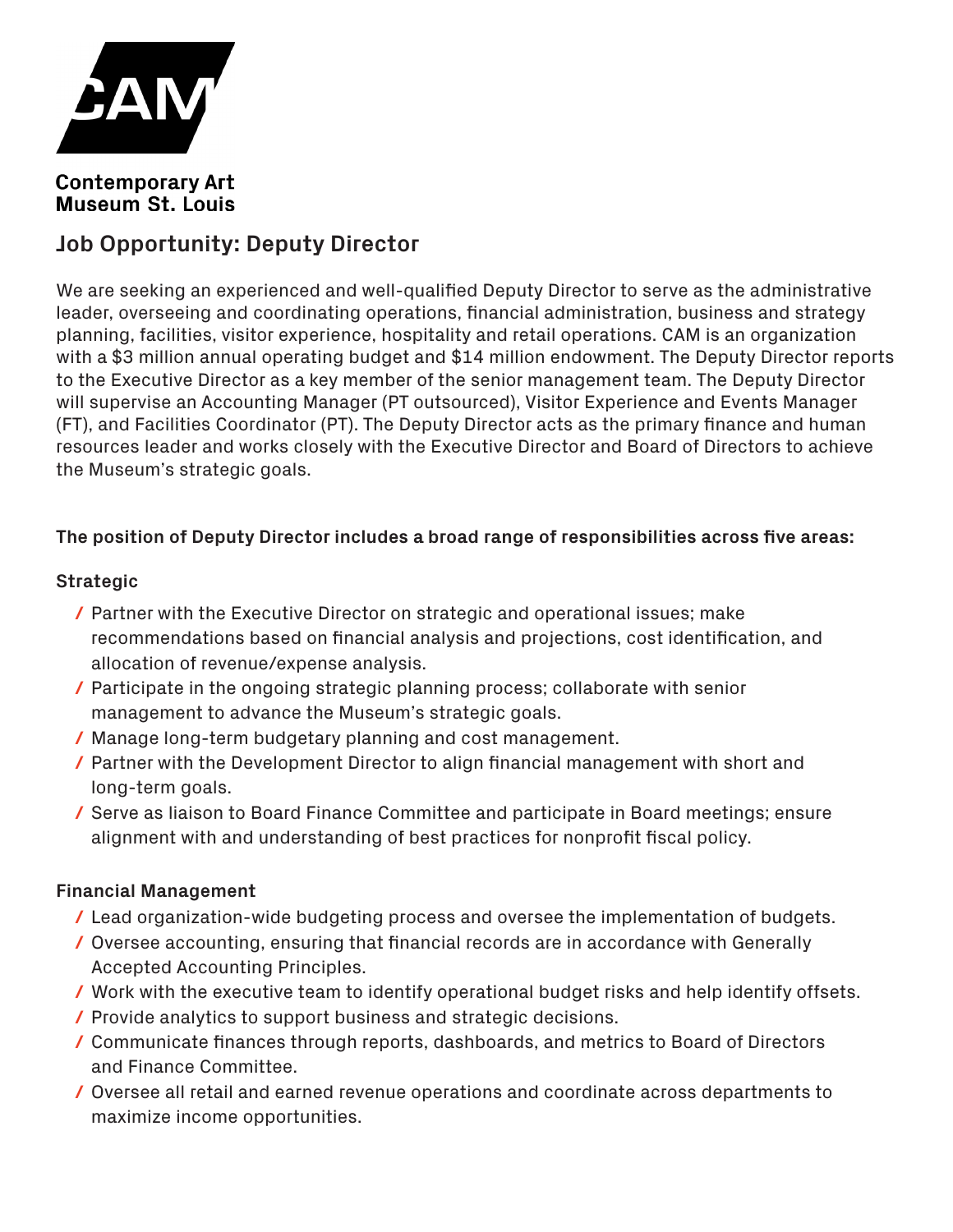**Contemporary Art Museum St. Louis**

## Job Opportunity: Deputy Director

We are seeking an experienced and well-qualified Deputy Director to serve as the administrative leader, overseeing and coordinating operations, financial administration, business and strategy planning, facilities, visitor experience, hospitality and retail operations. CAM is an organization with a $3 million annual operating budget and $14 million endowment. The Deputy Director reports to the Executive Director as a key member of the senior management team. The Deputy Director will supervise an Accounting Manager (PT outsourced), Visitor Experience and Events Manager (FT), and Facilities Coordinator (PT). The Deputy Director acts as the primary finance and human resources leader and works closely with the Executive Director and Board of Directors to achieve the Museum's strategic goals.

**The position of Deputy Director includes a broad range of responsibilities across five areas:**

### Strategic

- Partner with the Executive Director on strategic and operational issues; make recommendations based on financial analysis and projections, cost identification, and allocation of revenue/expense analysis.
- Participate in the ongoing strategic planning process; collaborate with senior management to advance the Museum's strategic goals.
- Manage long-term budgetary planning and cost management.
- Partner with the Development Director to align financial management with short and long-term goals.
- Serve as liaison to Board Finance Committee and participate in Board meetings; ensure alignment with and understanding of best practices for nonprofit fiscal policy.

### Financial Management

- Lead organization-wide budgeting process and oversee the implementation of budgets.
- Oversee accounting, ensuring that financial records are in accordance with Generally Accepted Accounting Principles.
- Work with the executive team to identify operational budget risks and help identify offsets.
- Provide analytics to support business and strategic decisions.
- Communicate finances through reports, dashboards, and metrics to Board of Directors and Finance Committee.
- Oversee all retail and earned revenue operations and coordinate across departments to maximize income opportunities.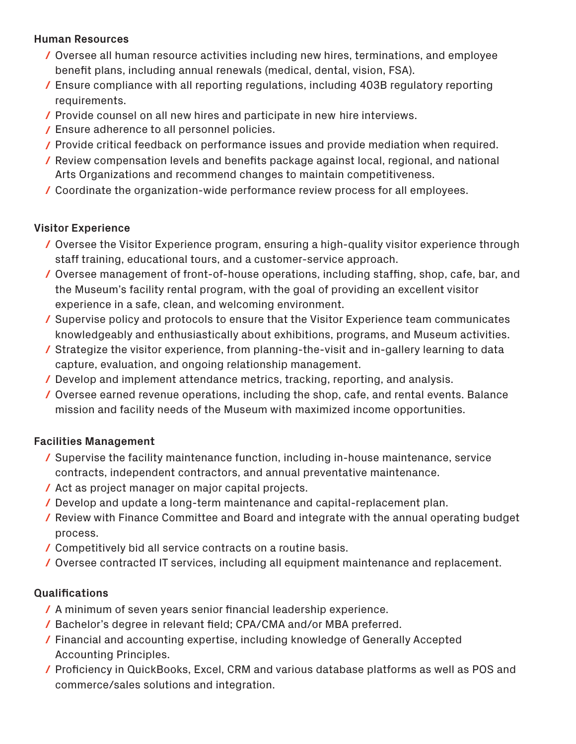**Human Resources**

- Oversee all human resource activities including new hires, terminations, and employee benefit plans, including annual renewals (medical, dental, vision, FSA).
- Ensure compliance with all reporting regulations, including 403B regulatory reporting requirements.
- Provide counsel on all new hires and participate in new hire interviews.
- Ensure adherence to all personnel policies.
- Provide critical feedback on performance issues and provide mediation when required.
- Review compensation levels and benefits package against local, regional, and national Arts Organizations and recommend changes to maintain competitiveness.
- Coordinate the organization-wide performance review process for all employees.

**Visitor Experience**

- Oversee the Visitor Experience program, ensuring a high-quality visitor experience through staff training, educational tours, and a customer-service approach.
- Oversee management of front-of-house operations, including staffing, shop, cafe, bar, and the Museum's facility rental program, with the goal of providing an excellent visitor experience in a safe, clean, and welcoming environment.
- Supervise policy and protocols to ensure that the Visitor Experience team communicates knowledgeably and enthusiastically about exhibitions, programs, and Museum activities.
- Strategize the visitor experience, from planning-the-visit and in-gallery learning to data capture, evaluation, and ongoing relationship management.
- Develop and implement attendance metrics, tracking, reporting, and analysis.
- Oversee earned revenue operations, including the shop, cafe, and rental events. Balance mission and facility needs of the Museum with maximized income opportunities.

**Facilities Management**

- Supervise the facility maintenance function, including in-house maintenance, service contracts, independent contractors, and annual preventative maintenance.
- Act as project manager on major capital projects.
- Develop and update a long-term maintenance and capital-replacement plan.
- Review with Finance Committee and Board and integrate with the annual operating budget process.
- Competitively bid all service contracts on a routine basis.
- Oversee contracted IT services, including all equipment maintenance and replacement.

**Qualifications**

- A minimum of seven years senior financial leadership experience.
- Bachelor's degree in relevant field; CPA/CMA and/or MBA preferred.
- Financial and accounting expertise, including knowledge of Generally Accepted Accounting Principles.
- Proficiency in QuickBooks, Excel, CRM and various database platforms as well as POS and commerce/sales solutions and integration.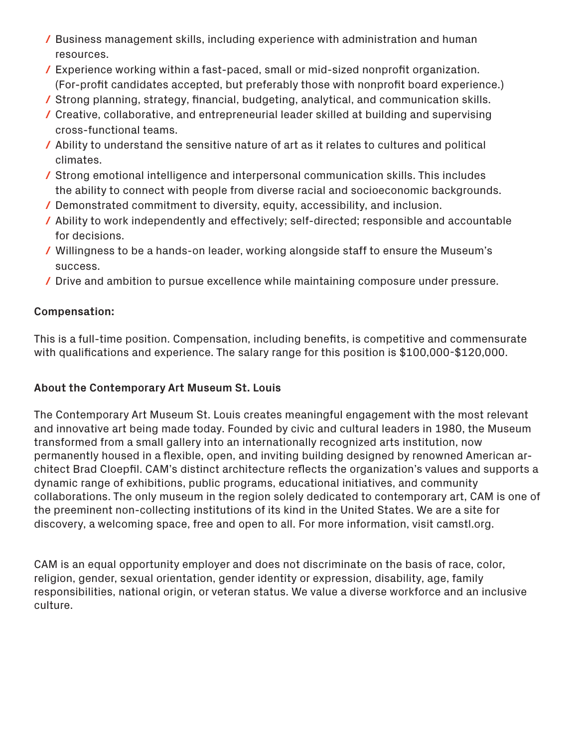- Business management skills, including experience with administration and human resources.
- Experience working within a fast-paced, small or mid-sized nonprofit organization. (For-profit candidates accepted, but preferably those with nonprofit board experience.)
- Strong planning, strategy, financial, budgeting, analytical, and communication skills.
- Creative, collaborative, and entrepreneurial leader skilled at building and supervising cross-functional teams.
- Ability to understand the sensitive nature of art as it relates to cultures and political climates.
- Strong emotional intelligence and interpersonal communication skills. This includes the ability to connect with people from diverse racial and socioeconomic backgrounds.
- Demonstrated commitment to diversity, equity, accessibility, and inclusion.
- Ability to work independently and effectively; self-directed; responsible and accountable for decisions.
- Willingness to be a hands-on leader, working alongside staff to ensure the Museum's success.
- Drive and ambition to pursue excellence while maintaining composure under pressure.

**Compensation:**

This is a full-time position. Compensation, including benefits, is competitive and commensurate with qualifications and experience. The salary range for this position is $100,000-$120,000.

**About the Contemporary Art Museum St. Louis**

The Contemporary Art Museum St. Louis creates meaningful engagement with the most relevant and innovative art being made today. Founded by civic and cultural leaders in 1980, the Museum transformed from a small gallery into an internationally recognized arts institution, now permanently housed in a flexible, open, and inviting building designed by renowned American architect Brad Cloepfil. CAM's distinct architecture reflects the organization's values and supports a dynamic range of exhibitions, public programs, educational initiatives, and community collaborations. The only museum in the region solely dedicated to contemporary art, CAM is one of the preeminent non-collecting institutions of its kind in the United States. We are a site for discovery, a welcoming space, free and open to all. For more information, visit camstl.org.

CAM is an equal opportunity employer and does not discriminate on the basis of race, color, religion, gender, sexual orientation, gender identity or expression, disability, age, family responsibilities, national origin, or veteran status. We value a diverse workforce and an inclusive culture.